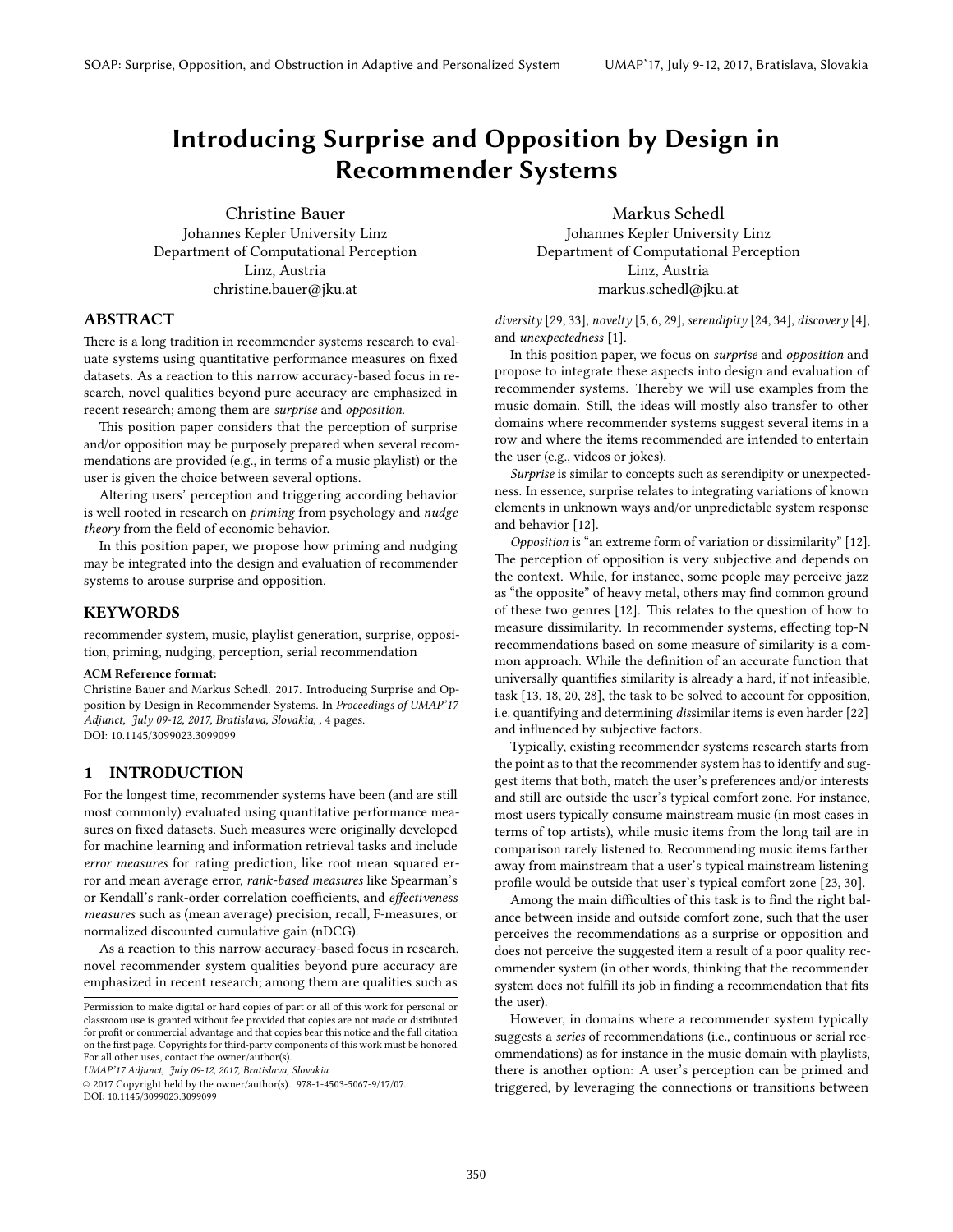# Introducing Surprise and Opposition by Design in Recommender Systems

Christine Bauer
Johannes Kepler University Linz
Department of Computational Perception
Linz, Austria
christine.bauer@jku.at

Markus Schedl
Johannes Kepler University Linz
Department of Computational Perception
Linz, Austria
markus.schedl@jku.at

## ABSTRACT

There is a long tradition in recommender systems research to evaluate systems using quantitative performance measures on fixed datasets. As a reaction to this narrow accuracy-based focus in research, novel qualities beyond pure accuracy are emphasized in recent research; among them are *surprise* and *opposition*.

This position paper considers that the perception of surprise and/or opposition may be purposely prepared when several recommendations are provided (e.g., in terms of a music playlist) or the user is given the choice between several options.

Altering users' perception and triggering according behavior is well rooted in research on *priming* from psychology and *nudge theory* from the field of economic behavior.

In this position paper, we propose how priming and nudging may be integrated into the design and evaluation of recommender systems to arouse surprise and opposition.

## KEYWORDS

recommender system, music, playlist generation, surprise, opposition, priming, nudging, perception, serial recommendation

**ACM Reference format:**
Christine Bauer and Markus Schedl. 2017. Introducing Surprise and Opposition by Design in Recommender Systems. In *Proceedings of UMAP'17 Adjunct, July 09-12, 2017, Bratislava, Slovakia,* , 4 pages.
DOI: 10.1145/3099023.3099099

## 1 INTRODUCTION

For the longest time, recommender systems have been (and are still most commonly) evaluated using quantitative performance measures on fixed datasets. Such measures were originally developed for machine learning and information retrieval tasks and include *error measures* for rating prediction, like root mean squared error and mean average error, *rank-based measures* like Spearman's or Kendall's rank-order correlation coefficients, and *effectiveness measures* such as (mean average) precision, recall, F-measures, or normalized discounted cumulative gain (nDCG).

As a reaction to this narrow accuracy-based focus in research, novel recommender system qualities beyond pure accuracy are emphasized in recent research; among them are qualities such as *diversity* [29, 33], *novelty* [5, 6, 29], *serendipity* [24, 34], *discovery* [4], and *unexpectedness* [1].

In this position paper, we focus on *surprise* and *opposition* and propose to integrate these aspects into design and evaluation of recommender systems. Thereby we will use examples from the music domain. Still, the ideas will mostly also transfer to other domains where recommender systems suggest several items in a row and where the items recommended are intended to entertain the user (e.g., videos or jokes).

*Surprise* is similar to concepts such as serendipity or unexpectedness. In essence, surprise relates to integrating variations of known elements in unknown ways and/or unpredictable system response and behavior [12].

*Opposition* is "an extreme form of variation or dissimilarity" [12]. The perception of opposition is very subjective and depends on the context. While, for instance, some people may perceive jazz as "the opposite" of heavy metal, others may find common ground of these two genres [12]. This relates to the question of how to measure dissimilarity. In recommender systems, effecting top-N recommendations based on some measure of similarity is a common approach. While the definition of an accurate function that universally quantifies similarity is already a hard, if not infeasible, task [13, 18, 20, 28], the task to be solved to account for opposition, i.e. quantifying and determining *dis*similar items is even harder [22] and influenced by subjective factors.

Typically, existing recommender systems research starts from the point as to that the recommender system has to identify and suggest items that both, match the user's preferences and/or interests and still are outside the user's typical comfort zone. For instance, most users typically consume mainstream music (in most cases in terms of top artists), while music items from the long tail are in comparison rarely listened to. Recommending music items farther away from mainstream that a user's typical mainstream listening profile would be outside that user's typical comfort zone [23, 30].

Among the main difficulties of this task is to find the right balance between inside and outside comfort zone, such that the user perceives the recommendations as a surprise or opposition and does not perceive the suggested item a result of a poor quality recommender system (in other words, thinking that the recommender system does not fulfill its job in finding a recommendation that fits the user).

However, in domains where a recommender system typically suggests a *series* of recommendations (i.e., continuous or serial recommendations) as for instance in the music domain with playlists, there is another option: A user's perception can be primed and triggered, by leveraging the connections or transitions between

Permission to make digital or hard copies of part or all of this work for personal or classroom use is granted without fee provided that copies are not made or distributed for profit or commercial advantage and that copies bear this notice and the full citation on the first page. Copyrights for third-party components of this work must be honored. For all other uses, contact the owner/author(s).
*UMAP'17 Adjunct, July 09-12, 2017, Bratislava, Slovakia*
© 2017 Copyright held by the owner/author(s). 978-1-4503-5067-9/17/07.
DOI: 10.1145/3099023.3099099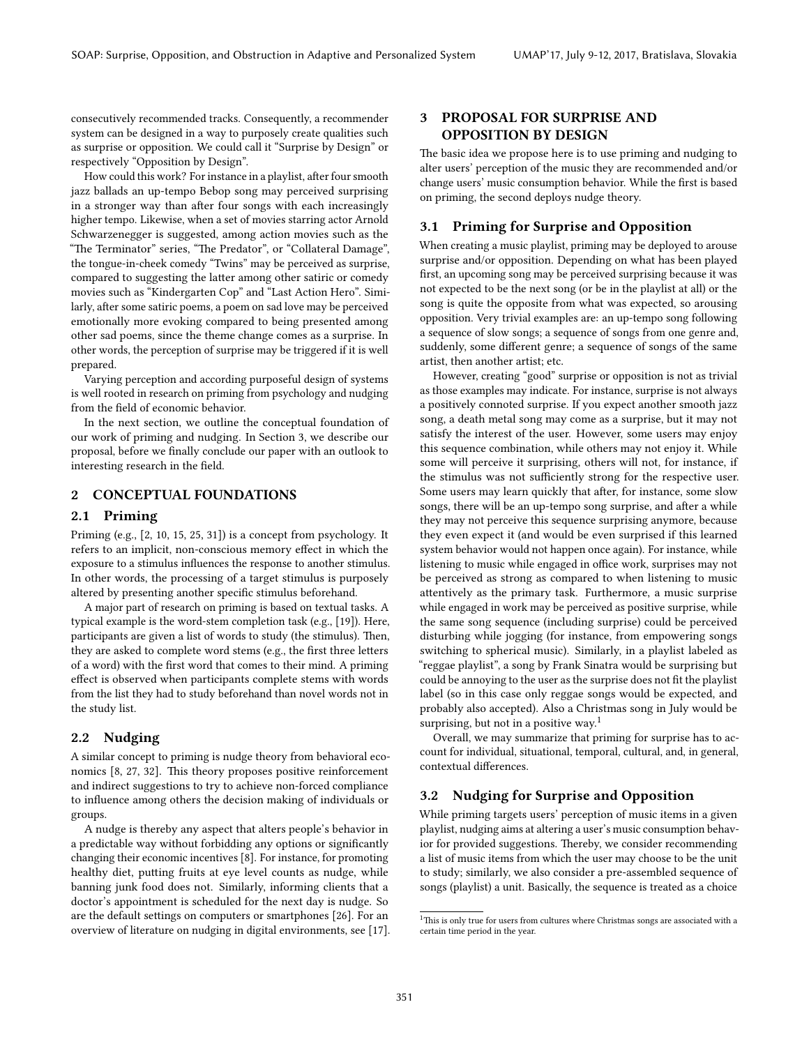consecutively recommended tracks. Consequently, a recommender system can be designed in a way to purposely create qualities such as surprise or opposition. We could call it "Surprise by Design" or respectively "Opposition by Design".

How could this work? For instance in a playlist, after four smooth jazz ballads an up-tempo Bebop song may perceived surprising in a stronger way than after four songs with each increasingly higher tempo. Likewise, when a set of movies starring actor Arnold Schwarzenegger is suggested, among action movies such as the "The Terminator" series, "The Predator", or "Collateral Damage", the tongue-in-cheek comedy "Twins" may be perceived as surprise, compared to suggesting the latter among other satiric or comedy movies such as "Kindergarten Cop" and "Last Action Hero". Similarly, after some satiric poems, a poem on sad love may be perceived emotionally more evoking compared to being presented among other sad poems, since the theme change comes as a surprise. In other words, the perception of surprise may be triggered if it is well prepared.

Varying perception and according purposeful design of systems is well rooted in research on priming from psychology and nudging from the field of economic behavior.

In the next section, we outline the conceptual foundation of our work of priming and nudging. In Section 3, we describe our proposal, before we finally conclude our paper with an outlook to interesting research in the field.

## 2 CONCEPTUAL FOUNDATIONS

### 2.1 Priming

Priming (e.g., [2, 10, 15, 25, 31]) is a concept from psychology. It refers to an implicit, non-conscious memory effect in which the exposure to a stimulus influences the response to another stimulus. In other words, the processing of a target stimulus is purposely altered by presenting another specific stimulus beforehand.

A major part of research on priming is based on textual tasks. A typical example is the word-stem completion task (e.g., [19]). Here, participants are given a list of words to study (the stimulus). Then, they are asked to complete word stems (e.g., the first three letters of a word) with the first word that comes to their mind. A priming effect is observed when participants complete stems with words from the list they had to study beforehand than novel words not in the study list.

### 2.2 Nudging

A similar concept to priming is nudge theory from behavioral economics [8, 27, 32]. This theory proposes positive reinforcement and indirect suggestions to try to achieve non-forced compliance to influence among others the decision making of individuals or groups.

A nudge is thereby any aspect that alters people's behavior in a predictable way without forbidding any options or significantly changing their economic incentives [8]. For instance, for promoting healthy diet, putting fruits at eye level counts as nudge, while banning junk food does not. Similarly, informing clients that a doctor's appointment is scheduled for the next day is nudge. So are the default settings on computers or smartphones [26]. For an overview of literature on nudging in digital environments, see [17].

## 3 PROPOSAL FOR SURPRISE AND OPPOSITION BY DESIGN

The basic idea we propose here is to use priming and nudging to alter users' perception of the music they are recommended and/or change users' music consumption behavior. While the first is based on priming, the second deploys nudge theory.

### 3.1 Priming for Surprise and Opposition

When creating a music playlist, priming may be deployed to arouse surprise and/or opposition. Depending on what has been played first, an upcoming song may be perceived surprising because it was not expected to be the next song (or be in the playlist at all) or the song is quite the opposite from what was expected, so arousing opposition. Very trivial examples are: an up-tempo song following a sequence of slow songs; a sequence of songs from one genre and, suddenly, some different genre; a sequence of songs of the same artist, then another artist; etc.

However, creating "good" surprise or opposition is not as trivial as those examples may indicate. For instance, surprise is not always a positively connoted surprise. If you expect another smooth jazz song, a death metal song may come as a surprise, but it may not satisfy the interest of the user. However, some users may enjoy this sequence combination, while others may not enjoy it. While some will perceive it surprising, others will not, for instance, if the stimulus was not sufficiently strong for the respective user. Some users may learn quickly that after, for instance, some slow songs, there will be an up-tempo song surprise, and after a while they may not perceive this sequence surprising anymore, because they even expect it (and would be even surprised if this learned system behavior would not happen once again). For instance, while listening to music while engaged in office work, surprises may not be perceived as strong as compared to when listening to music attentively as the primary task. Furthermore, a music surprise while engaged in work may be perceived as positive surprise, while the same song sequence (including surprise) could be perceived disturbing while jogging (for instance, from empowering songs switching to spherical music). Similarly, in a playlist labeled as "reggae playlist", a song by Frank Sinatra would be surprising but could be annoying to the user as the surprise does not fit the playlist label (so in this case only reggae songs would be expected, and probably also accepted). Also a Christmas song in July would be surprising, but not in a positive way.[1]

Overall, we may summarize that priming for surprise has to account for individual, situational, temporal, cultural, and, in general, contextual differences.

### 3.2 Nudging for Surprise and Opposition

While priming targets users' perception of music items in a given playlist, nudging aims at altering a user's music consumption behavior for provided suggestions. Thereby, we consider recommending a list of music items from which the user may choose to be the unit to study; similarly, we also consider a pre-assembled sequence of songs (playlist) a unit. Basically, the sequence is treated as a choice

[1] This is only true for users from cultures where Christmas songs are associated with a certain time period in the year.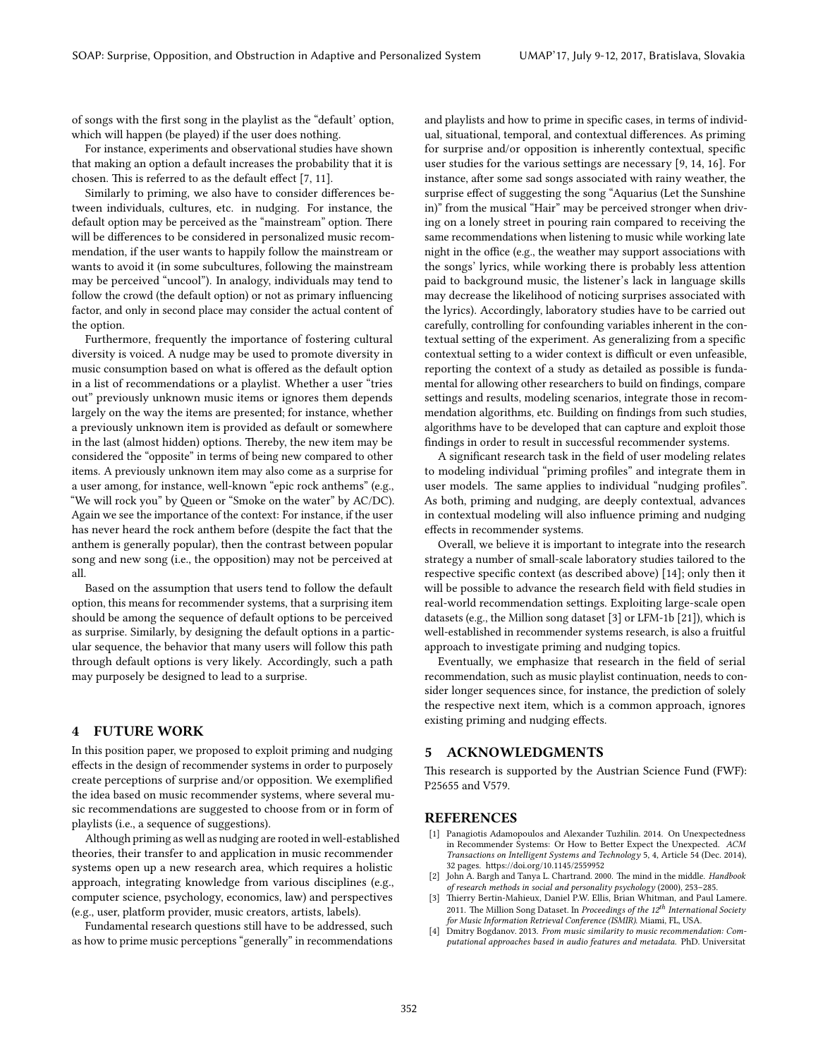of songs with the first song in the playlist as the "default' option, which will happen (be played) if the user does nothing.

For instance, experiments and observational studies have shown that making an option a default increases the probability that it is chosen. This is referred to as the default effect [7, 11].

Similarly to priming, we also have to consider differences between individuals, cultures, etc. in nudging. For instance, the default option may be perceived as the "mainstream" option. There will be differences to be considered in personalized music recommendation, if the user wants to happily follow the mainstream or wants to avoid it (in some subcultures, following the mainstream may be perceived "uncool"). In analogy, individuals may tend to follow the crowd (the default option) or not as primary influencing factor, and only in second place may consider the actual content of the option.

Furthermore, frequently the importance of fostering cultural diversity is voiced. A nudge may be used to promote diversity in music consumption based on what is offered as the default option in a list of recommendations or a playlist. Whether a user "tries out" previously unknown music items or ignores them depends largely on the way the items are presented; for instance, whether a previously unknown item is provided as default or somewhere in the last (almost hidden) options. Thereby, the new item may be considered the "opposite" in terms of being new compared to other items. A previously unknown item may also come as a surprise for a user among, for instance, well-known "epic rock anthems" (e.g., "We will rock you" by Queen or "Smoke on the water" by AC/DC). Again we see the importance of the context: For instance, if the user has never heard the rock anthem before (despite the fact that the anthem is generally popular), then the contrast between popular song and new song (i.e., the opposition) may not be perceived at all.

Based on the assumption that users tend to follow the default option, this means for recommender systems, that a surprising item should be among the sequence of default options to be perceived as surprise. Similarly, by designing the default options in a particular sequence, the behavior that many users will follow this path through default options is very likely. Accordingly, such a path may purposely be designed to lead to a surprise.

## 4 FUTURE WORK

In this position paper, we proposed to exploit priming and nudging effects in the design of recommender systems in order to purposely create perceptions of surprise and/or opposition. We exemplified the idea based on music recommender systems, where several music recommendations are suggested to choose from or in form of playlists (i.e., a sequence of suggestions).

Although priming as well as nudging are rooted in well-established theories, their transfer to and application in music recommender systems open up a new research area, which requires a holistic approach, integrating knowledge from various disciplines (e.g., computer science, psychology, economics, law) and perspectives (e.g., user, platform provider, music creators, artists, labels).

Fundamental research questions still have to be addressed, such as how to prime music perceptions "generally" in recommendations and playlists and how to prime in specific cases, in terms of individual, situational, temporal, and contextual differences. As priming for surprise and/or opposition is inherently contextual, specific user studies for the various settings are necessary [9, 14, 16]. For instance, after some sad songs associated with rainy weather, the surprise effect of suggesting the song "Aquarius (Let the Sunshine in)" from the musical "Hair" may be perceived stronger when driving on a lonely street in pouring rain compared to receiving the same recommendations when listening to music while working late night in the office (e.g., the weather may support associations with the songs' lyrics, while working there is probably less attention paid to background music, the listener's lack in language skills may decrease the likelihood of noticing surprises associated with the lyrics). Accordingly, laboratory studies have to be carried out carefully, controlling for confounding variables inherent in the contextual setting of the experiment. As generalizing from a specific contextual setting to a wider context is difficult or even unfeasible, reporting the context of a study as detailed as possible is fundamental for allowing other researchers to build on findings, compare settings and results, modeling scenarios, integrate those in recommendation algorithms, etc. Building on findings from such studies, algorithms have to be developed that can capture and exploit those findings in order to result in successful recommender systems.

A significant research task in the field of user modeling relates to modeling individual "priming profiles" and integrate them in user models. The same applies to individual "nudging profiles". As both, priming and nudging, are deeply contextual, advances in contextual modeling will also influence priming and nudging effects in recommender systems.

Overall, we believe it is important to integrate into the research strategy a number of small-scale laboratory studies tailored to the respective specific context (as described above) [14]; only then it will be possible to advance the research field with field studies in real-world recommendation settings. Exploiting large-scale open datasets (e.g., the Million song dataset [3] or LFM-1b [21]), which is well-established in recommender systems research, is also a fruitful approach to investigate priming and nudging topics.

Eventually, we emphasize that research in the field of serial recommendation, such as music playlist continuation, needs to consider longer sequences since, for instance, the prediction of solely the respective next item, which is a common approach, ignores existing priming and nudging effects.

## 5 ACKNOWLEDGMENTS

This research is supported by the Austrian Science Fund (FWF): P25655 and V579.

## REFERENCES

- [1] Panagiotis Adamopoulos and Alexander Tuzhilin. 2014. On Unexpectedness in Recommender Systems: Or How to Better Expect the Unexpected. *ACM Transactions on Intelligent Systems and Technology* 5, 4, Article 54 (Dec. 2014), 32 pages. https://doi.org/10.1145/2559952
- [2] John A. Bargh and Tanya L. Chartrand. 2000. The mind in the middle. *Handbook of research methods in social and personality psychology* (2000), 253–285.
- [3] Thierry Bertin-Mahieux, Daniel P.W. Ellis, Brian Whitman, and Paul Lamere. 2011. The Million Song Dataset. In *Proceedings of the 12th International Society for Music Information Retrieval Conference (ISMIR)*. Miami, FL, USA.
- [4] Dmitry Bogdanov. 2013. *From music similarity to music recommendation: Computational approaches based in audio features and metadata.* PhD. Universitat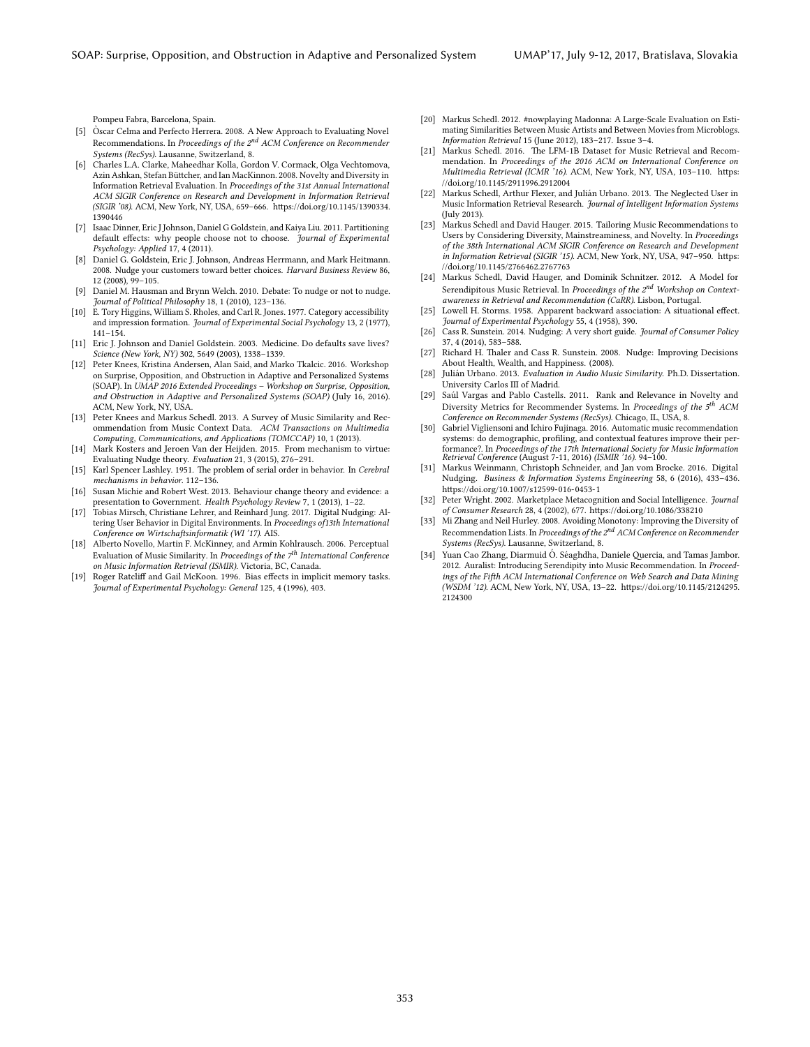Pompeu Fabra, Barcelona, Spain.

[5] Òscar Celma and Perfecto Herrera. 2008. A New Approach to Evaluating Novel Recommendations. In *Proceedings of the 2nd ACM Conference on Recommender Systems (RecSys)*. Lausanne, Switzerland, 8.

[6] Charles L.A. Clarke, Maheedhar Kolla, Gordon V. Cormack, Olga Vechtomova, Azin Ashkan, Stefan Büttcher, and Ian MacKinnon. 2008. Novelty and Diversity in Information Retrieval Evaluation. In *Proceedings of the 31st Annual International ACM SIGIR Conference on Research and Development in Information Retrieval (SIGIR '08)*. ACM, New York, NY, USA, 659–666. https://doi.org/10.1145/1390334.1390446

[7] Isaac Dinner, Eric J Johnson, Daniel G Goldstein, and Kaiya Liu. 2011. Partitioning default effects: why people choose not to choose. *Journal of Experimental Psychology: Applied* 17, 4 (2011).

[8] Daniel G. Goldstein, Eric J. Johnson, Andreas Herrmann, and Mark Heitmann. 2008. Nudge your customers toward better choices. *Harvard Business Review* 86, 12 (2008), 99–105.

[9] Daniel M. Hausman and Brynn Welch. 2010. Debate: To nudge or not to nudge. *Journal of Political Philosophy* 18, 1 (2010), 123–136.

[10] E. Tory Higgins, William S. Rholes, and Carl R. Jones. 1977. Category accessibility and impression formation. *Journal of Experimental Social Psychology* 13, 2 (1977), 141–154.

[11] Eric J. Johnson and Daniel Goldstein. 2003. Medicine. Do defaults save lives? *Science (New York, NY)* 302, 5649 (2003), 1338–1339.

[12] Peter Knees, Kristina Andersen, Alan Said, and Marko Tkalcic. 2016. Workshop on Surprise, Opposition, and Obstruction in Adaptive and Personalized Systems (SOAP). In *UMAP 2016 Extended Proceedings – Workshop on Surprise, Opposition, and Obstruction in Adaptive and Personalized Systems (SOAP)* (July 16, 2016). ACM, New York, NY, USA.

[13] Peter Knees and Markus Schedl. 2013. A Survey of Music Similarity and Recommendation from Music Context Data. *ACM Transactions on Multimedia Computing, Communications, and Applications (TOMCCAP)* 10, 1 (2013).

[14] Mark Kosters and Jeroen Van der Heijden. 2015. From mechanism to virtue: Evaluating Nudge theory. *Evaluation* 21, 3 (2015), 276–291.

[15] Karl Spencer Lashley. 1951. The problem of serial order in behavior. In *Cerebral mechanisms in behavior*. 112–136.

[16] Susan Michie and Robert West. 2013. Behaviour change theory and evidence: a presentation to Government. *Health Psychology Review* 7, 1 (2013), 1–22.

[17] Tobias Mirsch, Christiane Lehrer, and Reinhard Jung. 2017. Digital Nudging: Altering User Behavior in Digital Environments. In *Proceedings of13th International Conference on Wirtschaftsinformatik (WI '17)*. AIS.

[18] Alberto Novello, Martin F. McKinney, and Armin Kohlrausch. 2006. Perceptual Evaluation of Music Similarity. In *Proceedings of the 7th International Conference on Music Information Retrieval (ISMIR)*. Victoria, BC, Canada.

[19] Roger Ratcliff and Gail McKoon. 1996. Bias effects in implicit memory tasks. *Journal of Experimental Psychology: General* 125, 4 (1996), 403.

[20] Markus Schedl. 2012. #nowplaying Madonna: A Large-Scale Evaluation on Estimating Similarities Between Music Artists and Between Movies from Microblogs. *Information Retrieval* 15 (June 2012), 183–217. Issue 3–4.

[21] Markus Schedl. 2016. The LFM-1B Dataset for Music Retrieval and Recommendation. In *Proceedings of the 2016 ACM on International Conference on Multimedia Retrieval (ICMR '16)*. ACM, New York, NY, USA, 103–110. https://doi.org/10.1145/2911996.2912004

[22] Markus Schedl, Arthur Flexer, and Julián Urbano. 2013. The Neglected User in Music Information Retrieval Research. *Journal of Intelligent Information Systems* (July 2013).

[23] Markus Schedl and David Hauger. 2015. Tailoring Music Recommendations to Users by Considering Diversity, Mainstreaminess, and Novelty. In *Proceedings of the 38th International ACM SIGIR Conference on Research and Development in Information Retrieval (SIGIR '15)*. ACM, New York, NY, USA, 947–950. https://doi.org/10.1145/2766462.2767763

[24] Markus Schedl, David Hauger, and Dominik Schnitzer. 2012. A Model for Serendipitous Music Retrieval. In *Proceedings of the 2nd Workshop on Context-awareness in Retrieval and Recommendation (CaRR)*. Lisbon, Portugal.

[25] Lowell H. Storms. 1958. Apparent backward association: A situational effect. *Journal of Experimental Psychology* 55, 4 (1958), 390.

[26] Cass R. Sunstein. 2014. Nudging: A very short guide. *Journal of Consumer Policy* 37, 4 (2014), 583–588.

[27] Richard H. Thaler and Cass R. Sunstein. 2008. Nudge: Improving Decisions About Health, Wealth, and Happiness. (2008).

[28] Julián Urbano. 2013. *Evaluation in Audio Music Similarity.* Ph.D. Dissertation. University Carlos III of Madrid.

[29] Saúl Vargas and Pablo Castells. 2011. Rank and Relevance in Novelty and Diversity Metrics for Recommender Systems. In *Proceedings of the 5th ACM Conference on Recommender Systems (RecSys)*. Chicago, IL, USA, 8.

[30] Gabriel Vigliensoni and Ichiro Fujinaga. 2016. Automatic music recommendation systems: do demographic, profiling, and contextual features improve their performance?. In *Proceedings of the 17th International Society for Music Information Retrieval Conference* (August 7-11, 2016) *(ISMIR '16)*. 94–100.

[31] Markus Weinmann, Christoph Schneider, and Jan vom Brocke. 2016. Digital Nudging. *Business & Information Systems Engineering* 58, 6 (2016), 433–436. https://doi.org/10.1007/s12599-016-0453-1

[32] Peter Wright. 2002. Marketplace Metacognition and Social Intelligence. *Journal of Consumer Research* 28, 4 (2002), 677. https://doi.org/10.1086/338210

[33] Mi Zhang and Neil Hurley. 2008. Avoiding Monotony: Improving the Diversity of Recommendation Lists. In *Proceedings of the 2nd ACM Conference on Recommender Systems (RecSys)*. Lausanne, Switzerland, 8.

[34] Yuan Cao Zhang, Diarmuid Ó. Séaghdha, Daniele Quercia, and Tamas Jambor. 2012. Auralist: Introducing Serendipity into Music Recommendation. In *Proceedings of the Fifth ACM International Conference on Web Search and Data Mining (WSDM '12)*. ACM, New York, NY, USA, 13–22. https://doi.org/10.1145/2124295.2124300